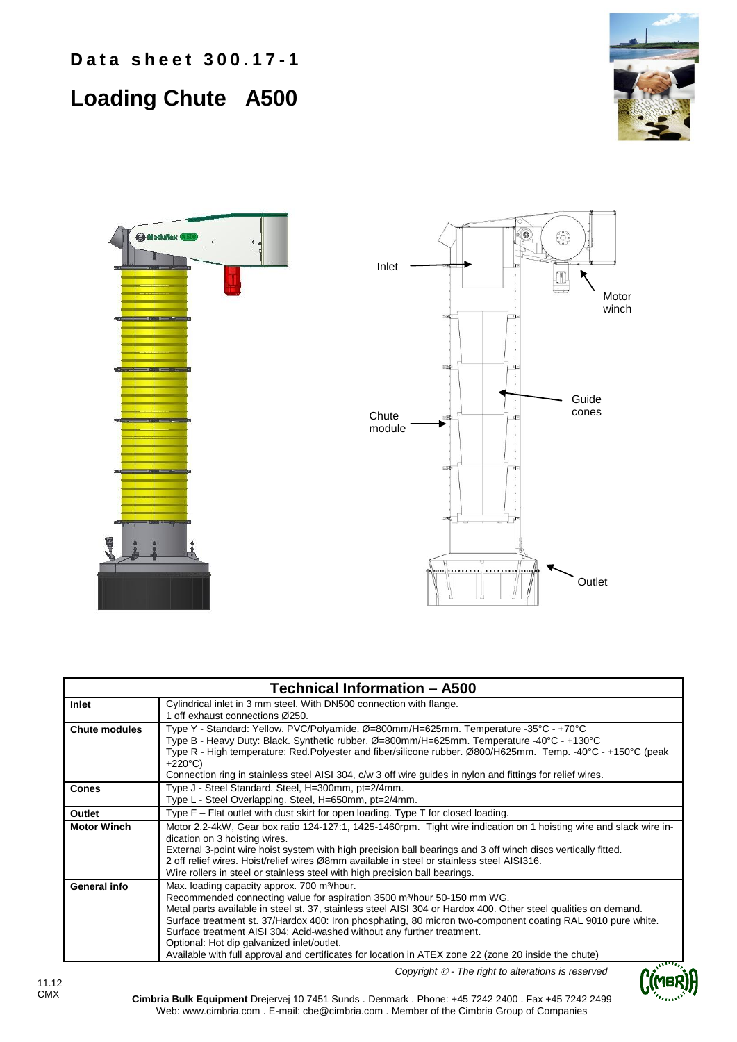**Data sheet 300.17-1**

# Loading Chute A500

Inlet

Motor winch

Guide cones

Chute module

Outlet

| Technical Information – A500 | |
|---|---|
| **Inlet** | Cylindrical inlet in 3 mm steel. With DN500 connection with flange.<br>1 off exhaust connections Ø250. |
| **Chute modules** | Type Y - Standard: Yellow. PVC/Polyamide. Ø=800mm/H=625mm. Temperature -35°C - +70°C<br>Type B - Heavy Duty: Black. Synthetic rubber. Ø=800mm/H=625mm. Temperature -40°C - +130°C<br>Type R - High temperature: Red.Polyester and fiber/silicone rubber. Ø800/H625mm. Temp. -40°C - +150°C (peak +220°C)<br>Connection ring in stainless steel AISI 304, c/w 3 off wire guides in nylon and fittings for relief wires. |
| **Cones** | Type J - Steel Standard. Steel, H=300mm, pt=2/4mm.<br>Type L - Steel Overlapping. Steel, H=650mm, pt=2/4mm. |
| **Outlet** | Type F – Flat outlet with dust skirt for open loading. Type T for closed loading. |
| **Motor Winch** | Motor 2.2-4kW, Gear box ratio 124-127:1, 1425-1460rpm. Tight wire indication on 1 hoisting wire and slack wire indication on 3 hoisting wires.<br>External 3-point wire hoist system with high precision ball bearings and 3 off winch discs vertically fitted.<br>2 off relief wires. Hoist/relief wires Ø8mm available in steel or stainless steel AISI316.<br>Wire rollers in steel or stainless steel with high precision ball bearings. |
| **General info** | Max. loading capacity approx. 700 m³/hour.<br>Recommended connecting value for aspiration 3500 m³/hour 50-150 mm WG.<br>Metal parts available in steel st. 37, stainless steel AISI 304 or Hardox 400. Other steel qualities on demand.<br>Surface treatment st. 37/Hardox 400: Iron phosphating, 80 micron two-component coating RAL 9010 pure white.<br>Surface treatment AISI 304: Acid-washed without any further treatment.<br>Optional: Hot dip galvanized inlet/outlet.<br>Available with full approval and certificates for location in ATEX zone 22 (zone 20 inside the chute) |

*Copyright © - The right to alterations is reserved*

11.12
CMX

**Cimbria Bulk Equipment** Drejervej 10 7451 Sunds . Denmark . Phone: +45 7242 2400 . Fax +45 7242 2499
Web: www.cimbria.com . E-mail: cbe@cimbria.com . Member of the Cimbria Group of Companies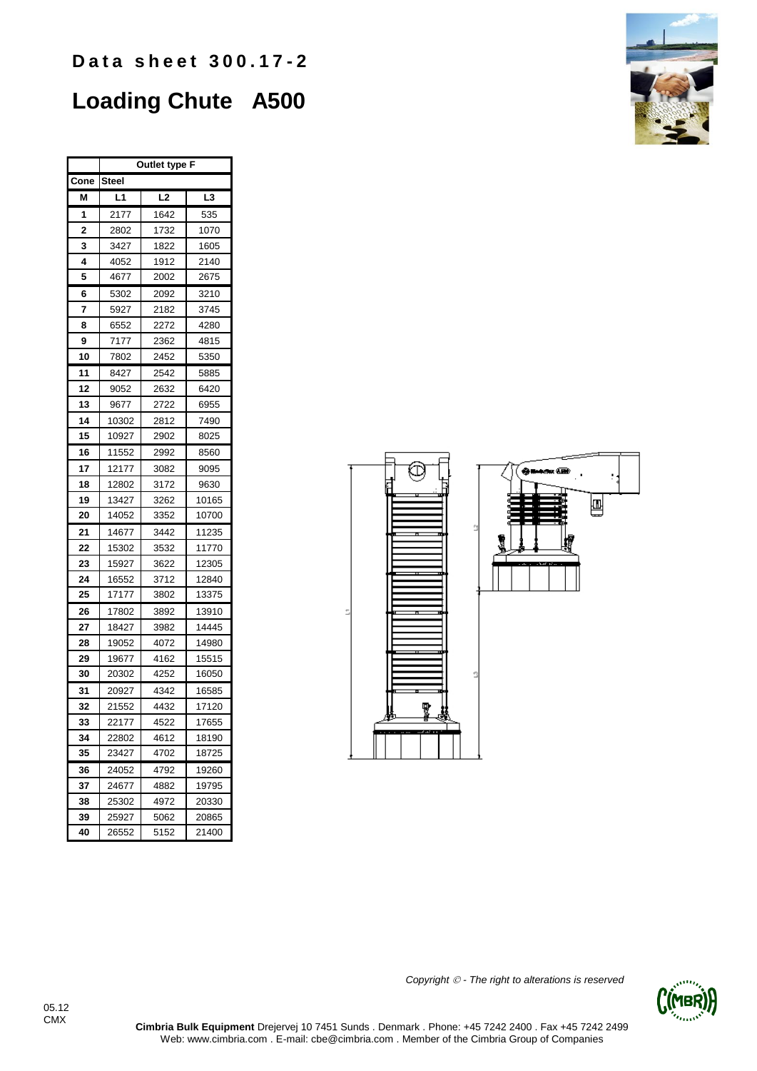**Data sheet 300.17-2**

# Loading Chute A500

| | Outlet type F | | |
|---|---|---|---|
| Cone | Steel | | |
| M | L1 | L2 | L3 |
| 1 | 2177 | 1642 | 535 |
| 2 | 2802 | 1732 | 1070 |
| 3 | 3427 | 1822 | 1605 |
| 4 | 4052 | 1912 | 2140 |
| 5 | 4677 | 2002 | 2675 |
| 6 | 5302 | 2092 | 3210 |
| 7 | 5927 | 2182 | 3745 |
| 8 | 6552 | 2272 | 4280 |
| 9 | 7177 | 2362 | 4815 |
| 10 | 7802 | 2452 | 5350 |
| 11 | 8427 | 2542 | 5885 |
| 12 | 9052 | 2632 | 6420 |
| 13 | 9677 | 2722 | 6955 |
| 14 | 10302 | 2812 | 7490 |
| 15 | 10927 | 2902 | 8025 |
| 16 | 11552 | 2992 | 8560 |
| 17 | 12177 | 3082 | 9095 |
| 18 | 12802 | 3172 | 9630 |
| 19 | 13427 | 3262 | 10165 |
| 20 | 14052 | 3352 | 10700 |
| 21 | 14677 | 3442 | 11235 |
| 22 | 15302 | 3532 | 11770 |
| 23 | 15927 | 3622 | 12305 |
| 24 | 16552 | 3712 | 12840 |
| 25 | 17177 | 3802 | 13375 |
| 26 | 17802 | 3892 | 13910 |
| 27 | 18427 | 3982 | 14445 |
| 28 | 19052 | 4072 | 14980 |
| 29 | 19677 | 4162 | 15515 |
| 30 | 20302 | 4252 | 16050 |
| 31 | 20927 | 4342 | 16585 |
| 32 | 21552 | 4432 | 17120 |
| 33 | 22177 | 4522 | 17655 |
| 34 | 22802 | 4612 | 18190 |
| 35 | 23427 | 4702 | 18725 |
| 36 | 24052 | 4792 | 19260 |
| 37 | 24677 | 4882 | 19795 |
| 38 | 25302 | 4972 | 20330 |
| 39 | 25927 | 5062 | 20865 |
| 40 | 26552 | 5152 | 21400 |

L1

L2

L3

*Copyright © - The right to alterations is reserved*

05.12
CMX

**Cimbria Bulk Equipment** Drejervej 10 7451 Sunds . Denmark . Phone: +45 7242 2400 . Fax +45 7242 2499
Web: www.cimbria.com . E-mail: cbe@cimbria.com . Member of the Cimbria Group of Companies